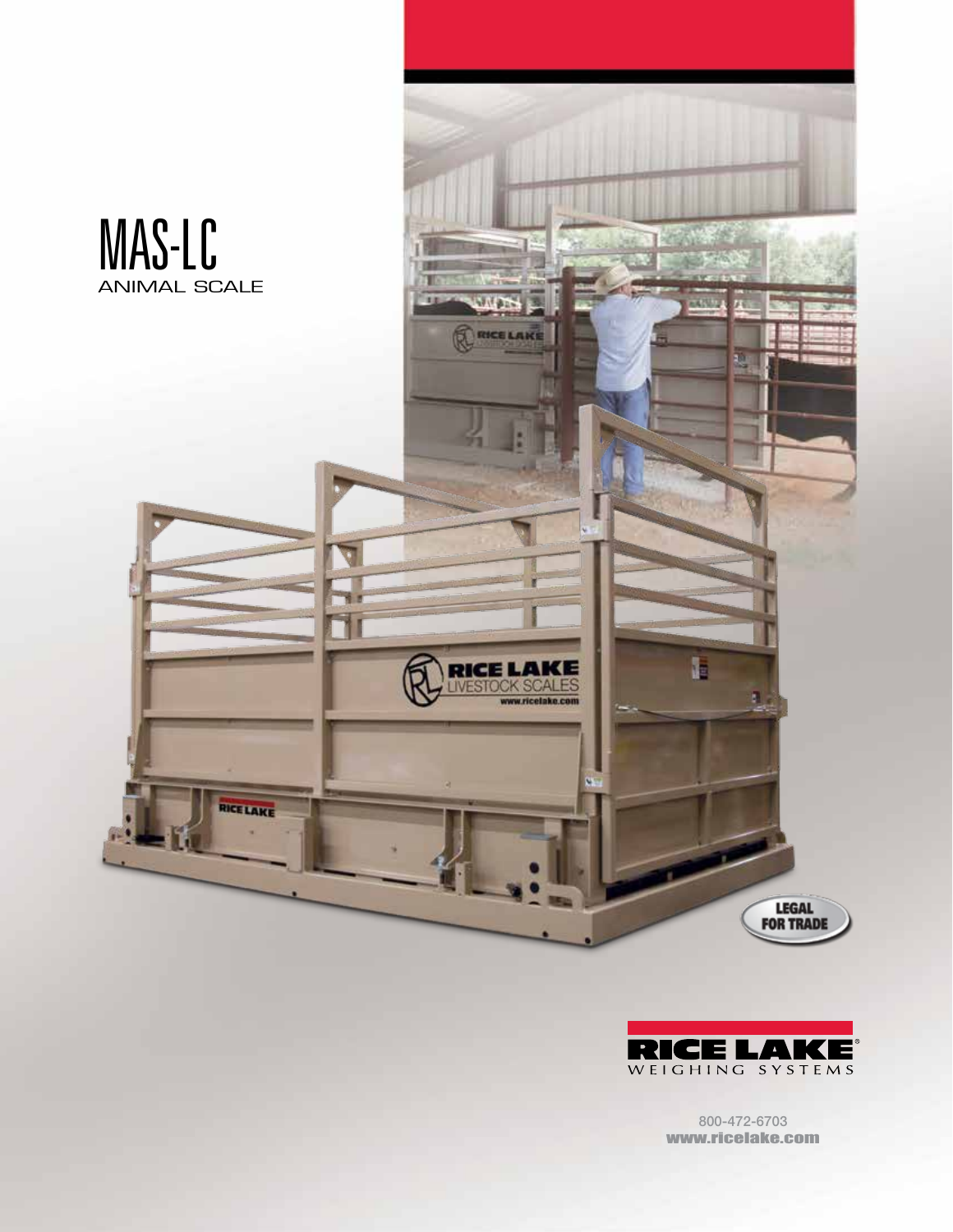# MAS-LC

## ANIMAL SCALE

LEGAL FOR TRADE

RICE LAKE WEIGHING SYSTEMS

800-472-6703

www.ricelake.com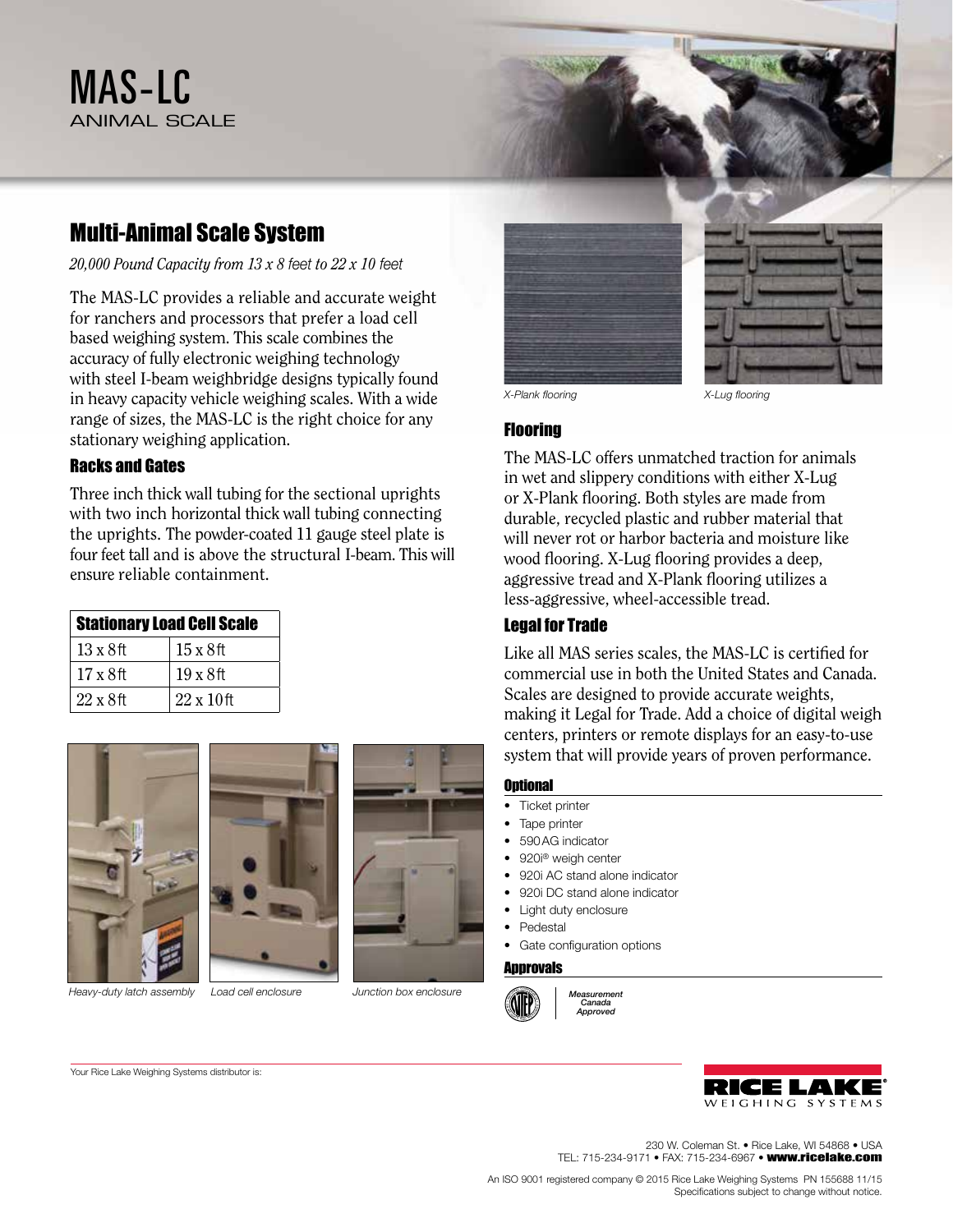# MAS-LC

ANIMAL SCALE

## Multi-Animal Scale System

*20,000 Pound Capacity from 13 x 8 feet to 22 x 10 feet*

The MAS-LC provides a reliable and accurate weight for ranchers and processors that prefer a load cell based weighing system. This scale combines the accuracy of fully electronic weighing technology with steel I-beam weighbridge designs typically found in heavy capacity vehicle weighing scales. With a wide range of sizes, the MAS-LC is the right choice for any stationary weighing application.

### Racks and Gates

Three inch thick wall tubing for the sectional uprights with two inch horizontal thick wall tubing connecting the uprights. The powder-coated 11 gauge steel plate is four feet tall and is above the structural I-beam. This will ensure reliable containment.

| Stationary Load Cell Scale | |
|---|---|
| 13 x 8 ft | 15 x 8 ft |
| 17 x 8 ft | 19 x 8 ft |
| 22 x 8 ft | 22 x 10 ft |

*Heavy-duty latch assembly*

*Load cell enclosure*

*Junction box enclosure*

*X-Plank flooring*

*X-Lug flooring*

### Flooring

The MAS-LC offers unmatched traction for animals in wet and slippery conditions with either X-Lug or X-Plank flooring. Both styles are made from durable, recycled plastic and rubber material that will never rot or harbor bacteria and moisture like wood flooring. X-Lug flooring provides a deep, aggressive tread and X-Plank flooring utilizes a less-aggressive, wheel-accessible tread.

### Legal for Trade

Like all MAS series scales, the MAS-LC is certified for commercial use in both the United States and Canada. Scales are designed to provide accurate weights, making it Legal for Trade. Add a choice of digital weigh centers, printers or remote displays for an easy-to-use system that will provide years of proven performance.

### Optional

- Ticket printer
- Tape printer
- 590AG indicator
- 920i® weigh center
- 920i AC stand alone indicator
- 920i DC stand alone indicator
- Light duty enclosure
- Pedestal
- Gate configuration options

### Approvals

NTEP | *Measurement Canada Approved*

Your Rice Lake Weighing Systems distributor is:

RICE LAKE WEIGHING SYSTEMS

230 W. Coleman St. • Rice Lake, WI 54868 • USA
TEL: 715-234-9171 • FAX: 715-234-6967 • **www.ricelake.com**

An ISO 9001 registered company © 2015 Rice Lake Weighing Systems PN 155688 11/15
Specifications subject to change without notice.